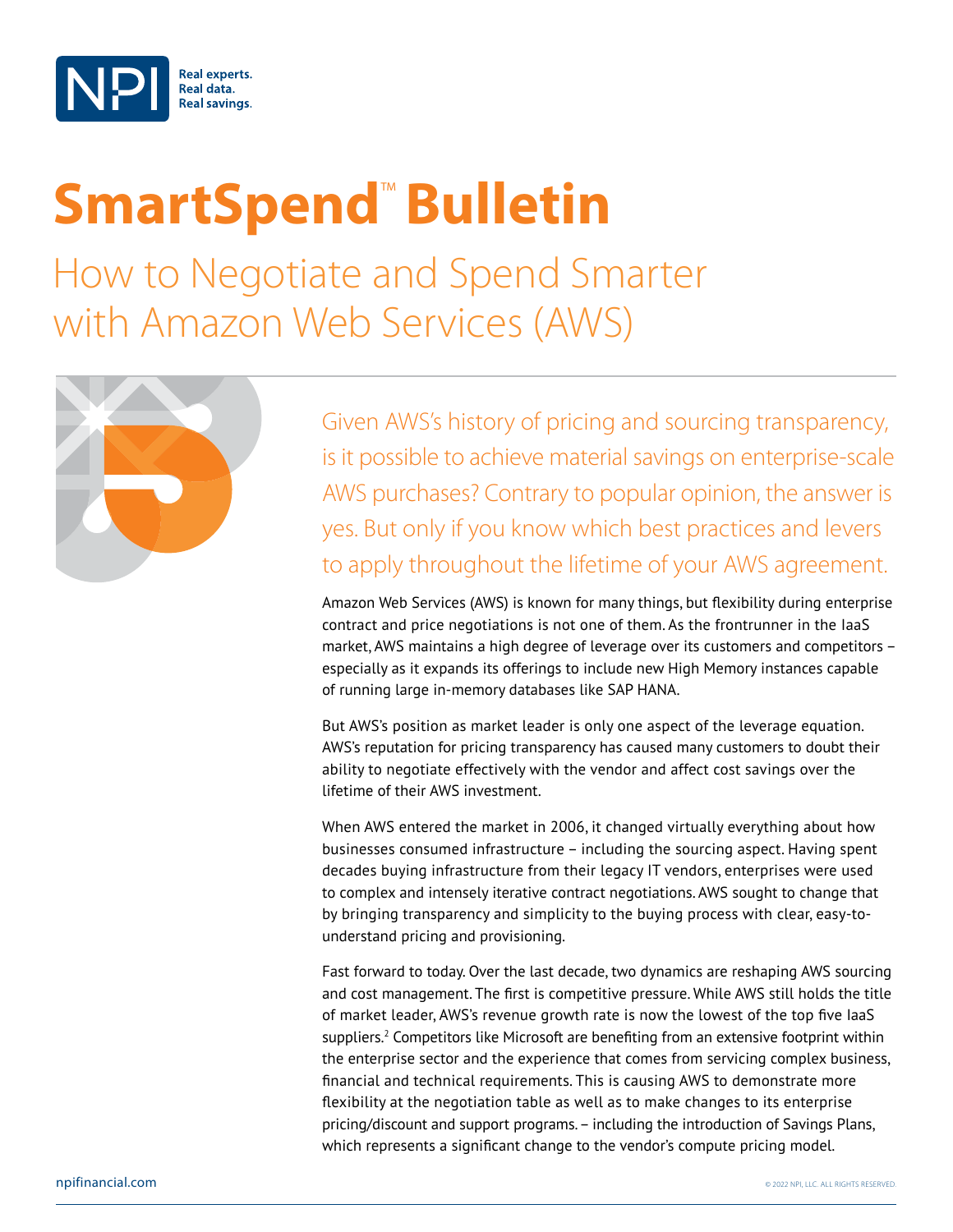NPI Real experts. Real data. Real savings.

# SmartSpend™ Bulletin

## How to Negotiate and Spend Smarter with Amazon Web Services (AWS)

Given AWS's history of pricing and sourcing transparency, is it possible to achieve material savings on enterprise-scale AWS purchases? Contrary to popular opinion, the answer is yes. But only if you know which best practices and levers to apply throughout the lifetime of your AWS agreement.

Amazon Web Services (AWS) is known for many things, but flexibility during enterprise contract and price negotiations is not one of them. As the frontrunner in the IaaS market, AWS maintains a high degree of leverage over its customers and competitors – especially as it expands its offerings to include new High Memory instances capable of running large in-memory databases like SAP HANA.

But AWS's position as market leader is only one aspect of the leverage equation. AWS's reputation for pricing transparency has caused many customers to doubt their ability to negotiate effectively with the vendor and affect cost savings over the lifetime of their AWS investment.

When AWS entered the market in 2006, it changed virtually everything about how businesses consumed infrastructure – including the sourcing aspect. Having spent decades buying infrastructure from their legacy IT vendors, enterprises were used to complex and intensely iterative contract negotiations. AWS sought to change that by bringing transparency and simplicity to the buying process with clear, easy-to-understand pricing and provisioning.

Fast forward to today. Over the last decade, two dynamics are reshaping AWS sourcing and cost management. The first is competitive pressure. While AWS still holds the title of market leader, AWS's revenue growth rate is now the lowest of the top five IaaS suppliers.[2] Competitors like Microsoft are benefiting from an extensive footprint within the enterprise sector and the experience that comes from servicing complex business, financial and technical requirements. This is causing AWS to demonstrate more flexibility at the negotiation table as well as to make changes to its enterprise pricing/discount and support programs. – including the introduction of Savings Plans, which represents a significant change to the vendor's compute pricing model.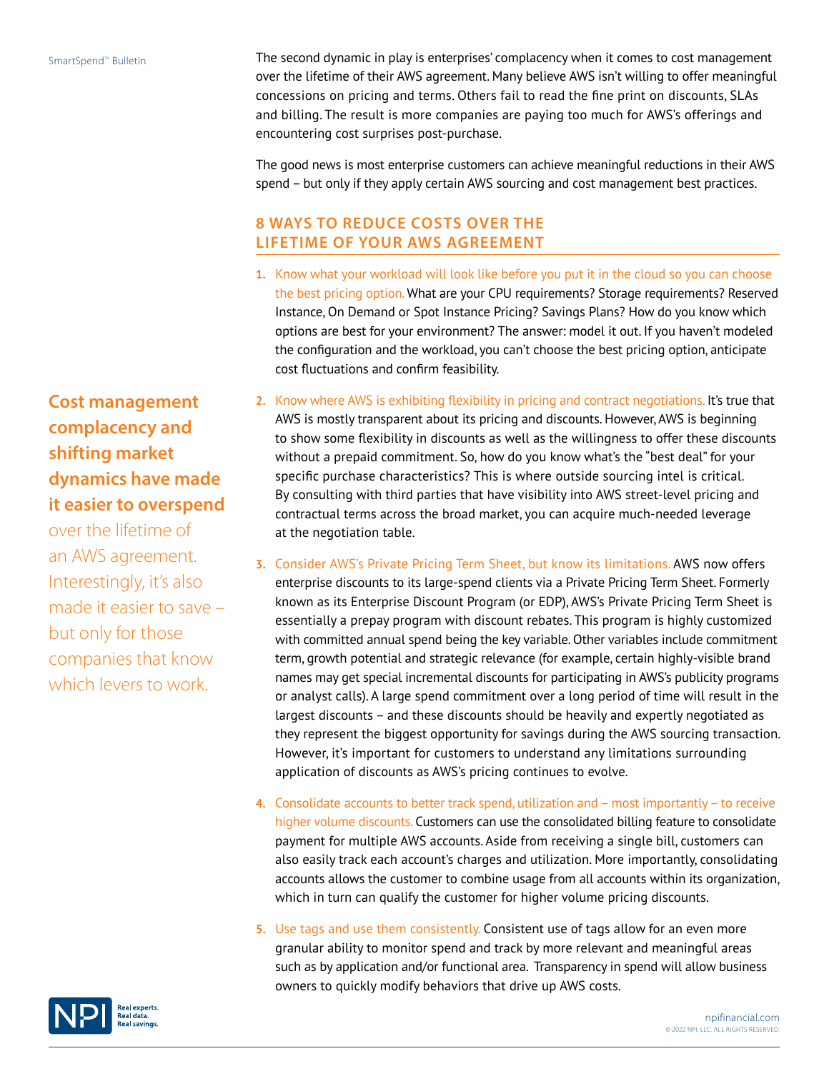The second dynamic in play is enterprises' complacency when it comes to cost management over the lifetime of their AWS agreement. Many believe AWS isn't willing to offer meaningful concessions on pricing and terms. Others fail to read the fine print on discounts, SLAs and billing. The result is more companies are paying too much for AWS's offerings and encountering cost surprises post-purchase.

The good news is most enterprise customers can achieve meaningful reductions in their AWS spend – but only if they apply certain AWS sourcing and cost management best practices.

**Cost management complacency and shifting market dynamics have made it easier to overspend** over the lifetime of an AWS agreement. Interestingly, it's also made it easier to save – but only for those companies that know which levers to work.

## 8 WAYS TO REDUCE COSTS OVER THE LIFETIME OF YOUR AWS AGREEMENT

1. Know what your workload will look like before you put it in the cloud so you can choose the best pricing option. What are your CPU requirements? Storage requirements? Reserved Instance, On Demand or Spot Instance Pricing? Savings Plans? How do you know which options are best for your environment? The answer: model it out. If you haven't modeled the configuration and the workload, you can't choose the best pricing option, anticipate cost fluctuations and confirm feasibility.

2. Know where AWS is exhibiting flexibility in pricing and contract negotiations. It's true that AWS is mostly transparent about its pricing and discounts. However, AWS is beginning to show some flexibility in discounts as well as the willingness to offer these discounts without a prepaid commitment. So, how do you know what's the "best deal" for your specific purchase characteristics? This is where outside sourcing intel is critical. By consulting with third parties that have visibility into AWS street-level pricing and contractual terms across the broad market, you can acquire much-needed leverage at the negotiation table.

3. Consider AWS's Private Pricing Term Sheet, but know its limitations. AWS now offers enterprise discounts to its large-spend clients via a Private Pricing Term Sheet. Formerly known as its Enterprise Discount Program (or EDP), AWS's Private Pricing Term Sheet is essentially a prepay program with discount rebates. This program is highly customized with committed annual spend being the key variable. Other variables include commitment term, growth potential and strategic relevance (for example, certain highly-visible brand names may get special incremental discounts for participating in AWS's publicity programs or analyst calls). A large spend commitment over a long period of time will result in the largest discounts – and these discounts should be heavily and expertly negotiated as they represent the biggest opportunity for savings during the AWS sourcing transaction. However, it's important for customers to understand any limitations surrounding application of discounts as AWS's pricing continues to evolve.

4. Consolidate accounts to better track spend, utilization and – most importantly – to receive higher volume discounts. Customers can use the consolidated billing feature to consolidate payment for multiple AWS accounts. Aside from receiving a single bill, customers can also easily track each account's charges and utilization. More importantly, consolidating accounts allows the customer to combine usage from all accounts within its organization, which in turn can qualify the customer for higher volume pricing discounts.

5. Use tags and use them consistently. Consistent use of tags allow for an even more granular ability to monitor spend and track by more relevant and meaningful areas such as by application and/or functional area. Transparency in spend will allow business owners to quickly modify behaviors that drive up AWS costs.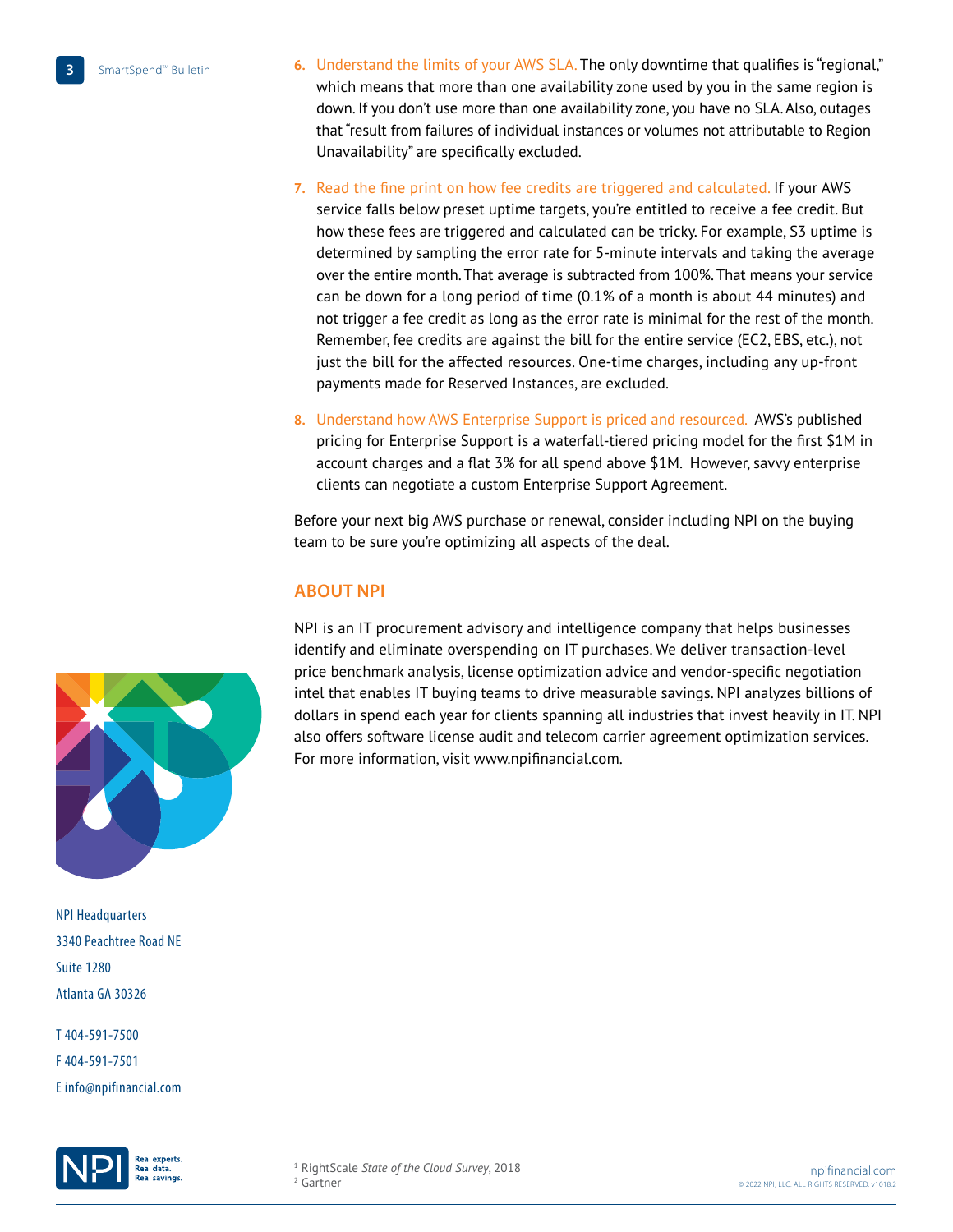6. Understand the limits of your AWS SLA. The only downtime that qualifies is "regional," which means that more than one availability zone used by you in the same region is down. If you don't use more than one availability zone, you have no SLA. Also, outages that "result from failures of individual instances or volumes not attributable to Region Unavailability" are specifically excluded.

7. Read the fine print on how fee credits are triggered and calculated. If your AWS service falls below preset uptime targets, you're entitled to receive a fee credit. But how these fees are triggered and calculated can be tricky. For example, S3 uptime is determined by sampling the error rate for 5-minute intervals and taking the average over the entire month. That average is subtracted from 100%. That means your service can be down for a long period of time (0.1% of a month is about 44 minutes) and not trigger a fee credit as long as the error rate is minimal for the rest of the month. Remember, fee credits are against the bill for the entire service (EC2, EBS, etc.), not just the bill for the affected resources. One-time charges, including any up-front payments made for Reserved Instances, are excluded.

8. Understand how AWS Enterprise Support is priced and resourced. AWS's published pricing for Enterprise Support is a waterfall-tiered pricing model for the first $1M in account charges and a flat 3% for all spend above $1M. However, savvy enterprise clients can negotiate a custom Enterprise Support Agreement.

Before your next big AWS purchase or renewal, consider including NPI on the buying team to be sure you're optimizing all aspects of the deal.

## ABOUT NPI

NPI is an IT procurement advisory and intelligence company that helps businesses identify and eliminate overspending on IT purchases. We deliver transaction-level price benchmark analysis, license optimization advice and vendor-specific negotiation intel that enables IT buying teams to drive measurable savings. NPI analyzes billions of dollars in spend each year for clients spanning all industries that invest heavily in IT. NPI also offers software license audit and telecom carrier agreement optimization services. For more information, visit www.npifinancial.com.

NPI Headquarters
3340 Peachtree Road NE
Suite 1280
Atlanta GA 30326

T 404-591-7500
F 404-591-7501
E info@npifinancial.com

Real experts.
Real data.
Real savings.

[1] RightScale *State of the Cloud Survey*, 2018
[2] Gartner

npifinancial.com
© 2022 NPI, LLC. ALL RIGHTS RESERVED. v1018.2